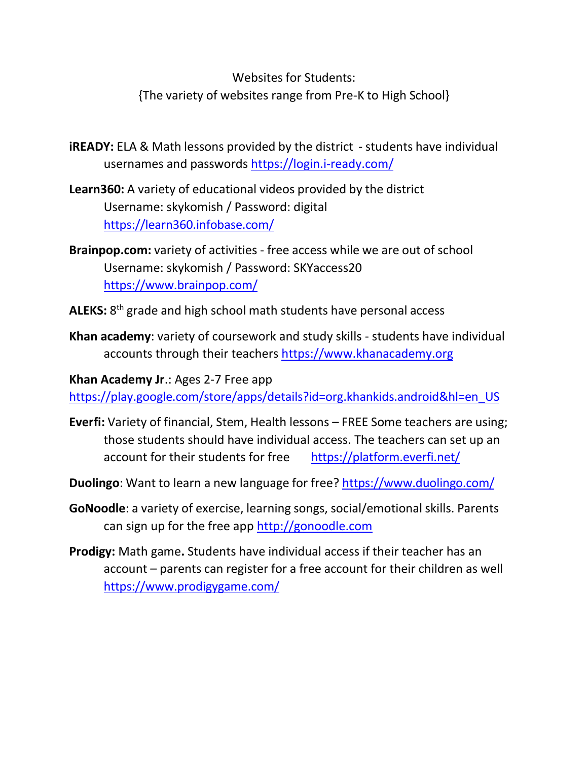Websites for Students:
{The variety of websites range from Pre-K to High School}

**iREADY:** ELA & Math lessons provided by the district - students have individual usernames and passwords https://login.i-ready.com/

**Learn360:** A variety of educational videos provided by the district
Username: skykomish / Password: digital
https://learn360.infobase.com/

**Brainpop.com:** variety of activities - free access while we are out of school
Username: skykomish / Password: SKYaccess20
https://www.brainpop.com/

**ALEKS:** 8th grade and high school math students have personal access

**Khan academy**: variety of coursework and study skills - students have individual accounts through their teachers https://www.khanacademy.org

**Khan Academy Jr**.: Ages 2-7 Free app
https://play.google.com/store/apps/details?id=org.khankids.android&hl=en_US

**Everfi:** Variety of financial, Stem, Health lessons – FREE Some teachers are using; those students should have individual access. The teachers can set up an account for their students for free https://platform.everfi.net/

**Duolingo**: Want to learn a new language for free? https://www.duolingo.com/

**GoNoodle**: a variety of exercise, learning songs, social/emotional skills. Parents can sign up for the free app http://gonoodle.com

**Prodigy:** Math game**.** Students have individual access if their teacher has an account – parents can register for a free account for their children as well https://www.prodigygame.com/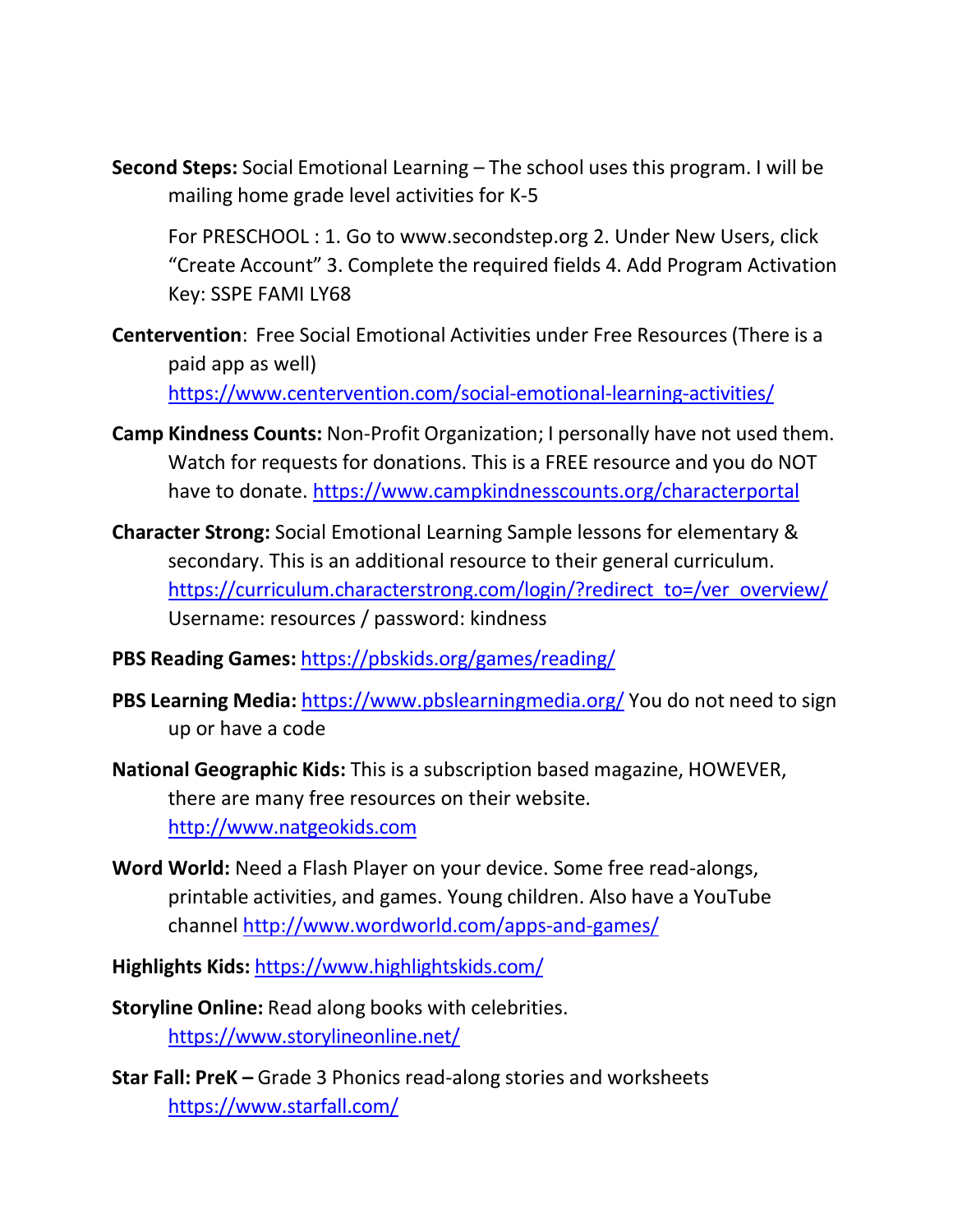**Second Steps:** Social Emotional Learning – The school uses this program. I will be mailing home grade level activities for K-5

For PRESCHOOL : 1. Go to www.secondstep.org 2. Under New Users, click "Create Account" 3. Complete the required fields 4. Add Program Activation Key: SSPE FAMI LY68

**Centervention**: Free Social Emotional Activities under Free Resources (There is a paid app as well) https://www.centervention.com/social-emotional-learning-activities/

**Camp Kindness Counts:** Non-Profit Organization; I personally have not used them. Watch for requests for donations. This is a FREE resource and you do NOT have to donate. https://www.campkindnesscounts.org/characterportal

**Character Strong:** Social Emotional Learning Sample lessons for elementary & secondary. This is an additional resource to their general curriculum. https://curriculum.characterstrong.com/login/?redirect_to=/ver_overview/ Username: resources / password: kindness

**PBS Reading Games:** https://pbskids.org/games/reading/

**PBS Learning Media:** https://www.pbslearningmedia.org/ You do not need to sign up or have a code

**National Geographic Kids:** This is a subscription based magazine, HOWEVER, there are many free resources on their website. http://www.natgeokids.com

**Word World:** Need a Flash Player on your device. Some free read-alongs, printable activities, and games. Young children. Also have a YouTube channel http://www.wordworld.com/apps-and-games/

**Highlights Kids:** https://www.highlightskids.com/

**Storyline Online:** Read along books with celebrities. https://www.storylineonline.net/

**Star Fall: PreK –** Grade 3 Phonics read-along stories and worksheets https://www.starfall.com/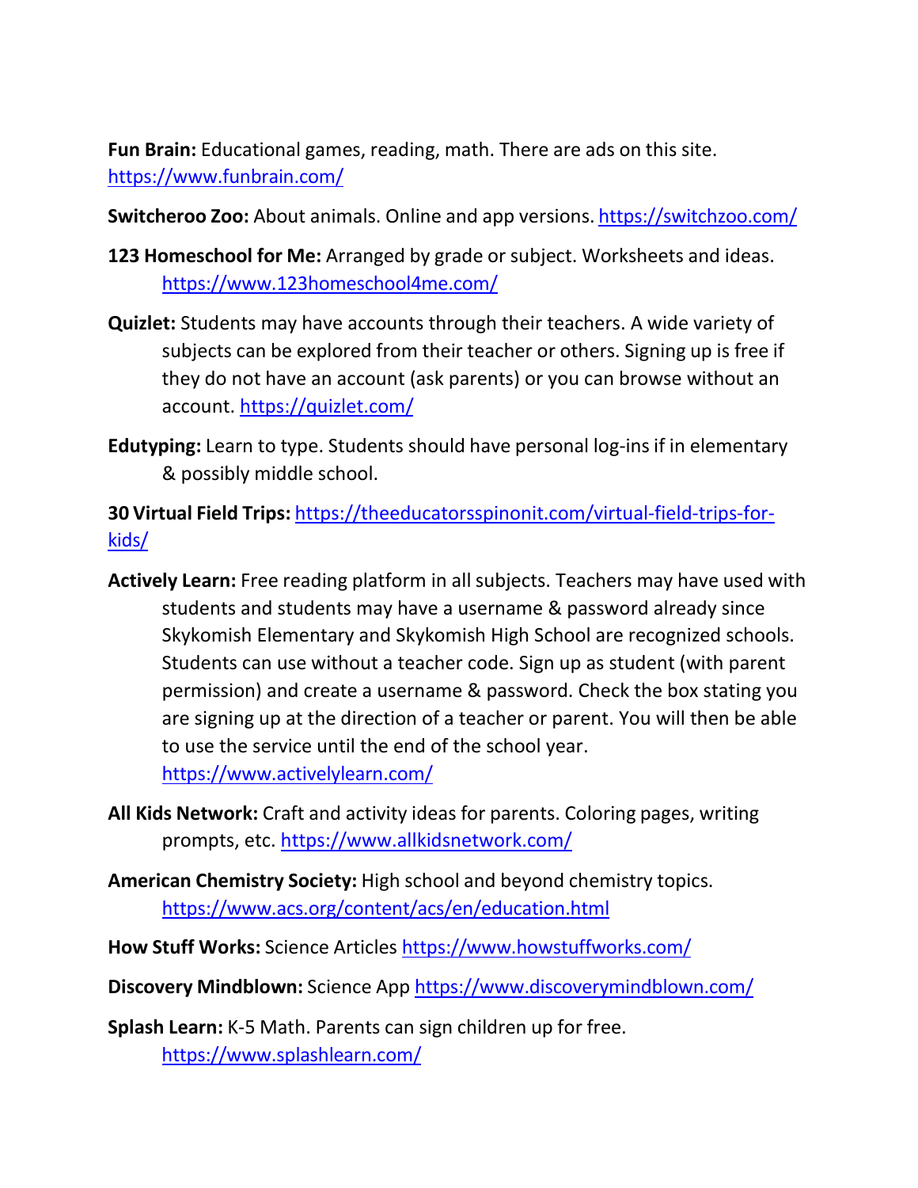**Fun Brain:** Educational games, reading, math. There are ads on this site. https://www.funbrain.com/

**Switcheroo Zoo:** About animals. Online and app versions. https://switchzoo.com/

**123 Homeschool for Me:** Arranged by grade or subject. Worksheets and ideas. https://www.123homeschool4me.com/

**Quizlet:** Students may have accounts through their teachers. A wide variety of subjects can be explored from their teacher or others. Signing up is free if they do not have an account (ask parents) or you can browse without an account. https://quizlet.com/

**Edutyping:** Learn to type. Students should have personal log-ins if in elementary & possibly middle school.

**30 Virtual Field Trips:** https://theeducatorsspinonit.com/virtual-field-trips-for-kids/

**Actively Learn:** Free reading platform in all subjects. Teachers may have used with students and students may have a username & password already since Skykomish Elementary and Skykomish High School are recognized schools. Students can use without a teacher code. Sign up as student (with parent permission) and create a username & password. Check the box stating you are signing up at the direction of a teacher or parent. You will then be able to use the service until the end of the school year. https://www.activelylearn.com/

**All Kids Network:** Craft and activity ideas for parents. Coloring pages, writing prompts, etc. https://www.allkidsnetwork.com/

**American Chemistry Society:** High school and beyond chemistry topics. https://www.acs.org/content/acs/en/education.html

**How Stuff Works:** Science Articles https://www.howstuffworks.com/

**Discovery Mindblown:** Science App https://www.discoverymindblown.com/

**Splash Learn:** K-5 Math. Parents can sign children up for free. https://www.splashlearn.com/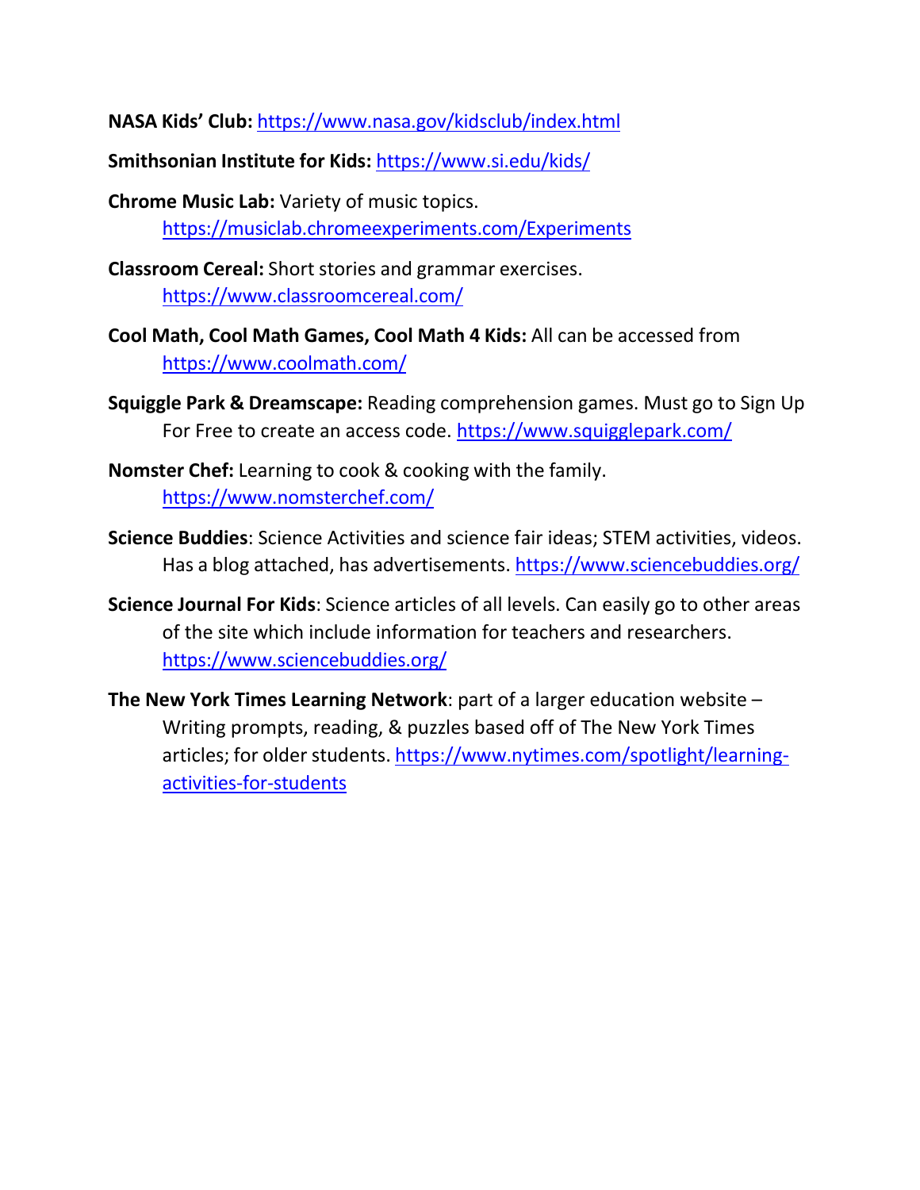**NASA Kids' Club:** https://www.nasa.gov/kidsclub/index.html

**Smithsonian Institute for Kids:** https://www.si.edu/kids/

**Chrome Music Lab:** Variety of music topics.
https://musiclab.chromeexperiments.com/Experiments

**Classroom Cereal:** Short stories and grammar exercises.
https://www.classroomcereal.com/

**Cool Math, Cool Math Games, Cool Math 4 Kids:** All can be accessed from
https://www.coolmath.com/

**Squiggle Park & Dreamscape:** Reading comprehension games. Must go to Sign Up For Free to create an access code. https://www.squigglepark.com/

**Nomster Chef:** Learning to cook & cooking with the family.
https://www.nomsterchef.com/

**Science Buddies**: Science Activities and science fair ideas; STEM activities, videos. Has a blog attached, has advertisements. https://www.sciencebuddies.org/

**Science Journal For Kids**: Science articles of all levels. Can easily go to other areas of the site which include information for teachers and researchers.
https://www.sciencebuddies.org/

**The New York Times Learning Network**: part of a larger education website – Writing prompts, reading, & puzzles based off of The New York Times articles; for older students. https://www.nytimes.com/spotlight/learning-activities-for-students